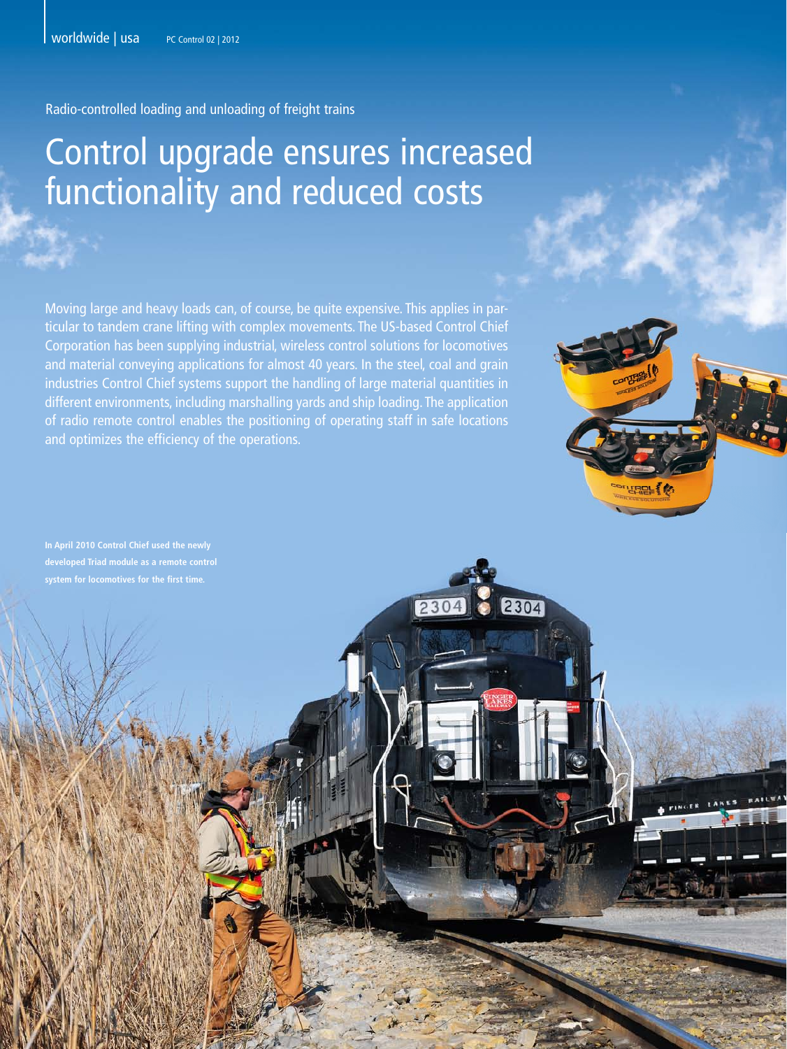Radio-controlled loading and unloading of freight trains

# Control upgrade ensures increased functionality and reduced costs

Moving large and heavy loads can, of course, be quite expensive. This applies in particular to tandem crane lifting with complex movements. The US-based Control Chief Corporation has been supplying industrial, wireless control solutions for locomotives and material conveying applications for almost 40 years. In the steel, coal and grain industries Control Chief systems support the handling of large material quantities in different environments, including marshalling yards and ship loading. The application of radio remote control enables the positioning of operating staff in safe locations and optimizes the efficiency of the operations.

**In April 2010 Control Chief used the newly developed Triad module as a remote control system for locomotives for the first time.**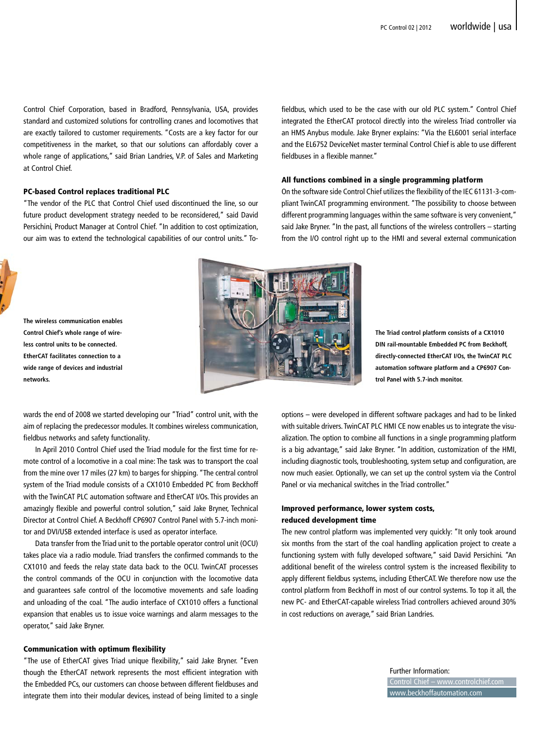Control Chief Corporation, based in Bradford, Pennsylvania, USA, provides standard and customized solutions for controlling cranes and locomotives that are exactly tailored to customer requirements. "Costs are a key factor for our competitiveness in the market, so that our solutions can affordably cover a whole range of applications," said Brian Landries, V.P. of Sales and Marketing at Control Chief.

### PC-based Control replaces traditional PLC

"The vendor of the PLC that Control Chief used discontinued the line, so our future product development strategy needed to be reconsidered," said David Persichini, Product Manager at Control Chief. "In addition to cost optimization, our aim was to extend the technological capabilities of our control units." Towards the end of 2008 we started developing our "Triad" control unit, with the aim of replacing the predecessor modules. It combines wireless communication, fieldbus networks and safety functionality.

In April 2010 Control Chief used the Triad module for the first time for remote control of a locomotive in a coal mine: The task was to transport the coal from the mine over 17 miles (27 km) to barges for shipping. "The central control system of the Triad module consists of a CX1010 Embedded PC from Beckhoff with the TwinCAT PLC automation software and EtherCAT I/Os. This provides an amazingly flexible and powerful control solution," said Jake Bryner, Technical Director at Control Chief. A Beckhoff CP6907 Control Panel with 5.7-inch monitor and DVI/USB extended interface is used as operator interface.

Data transfer from the Triad unit to the portable operator control unit (OCU) takes place via a radio module. Triad transfers the confirmed commands to the CX1010 and feeds the relay state data back to the OCU. TwinCAT processes the control commands of the OCU in conjunction with the locomotive data and guarantees safe control of the locomotive movements and safe loading and unloading of the coal. "The audio interface of CX1010 offers a functional expansion that enables us to issue voice warnings and alarm messages to the operator," said Jake Bryner.

The wireless communication enables Control Chief's whole range of wireless control units to be connected. EtherCAT facilitates connection to a wide range of devices and industrial networks.

The Triad control platform consists of a CX1010 DIN rail-mountable Embedded PC from Beckhoff, directly-connected EtherCAT I/Os, the TwinCAT PLC automation software platform and a CP6907 Control Panel with 5.7-inch monitor.

### Communication with optimum flexibility

"The use of EtherCAT gives Triad unique flexibility," said Jake Bryner. "Even though the EtherCAT network represents the most efficient integration with the Embedded PCs, our customers can choose between different fieldbuses and integrate them into their modular devices, instead of being limited to a single fieldbus, which used to be the case with our old PLC system." Control Chief integrated the EtherCAT protocol directly into the wireless Triad controller via an HMS Anybus module. Jake Bryner explains: "Via the EL6001 serial interface and the EL6752 DeviceNet master terminal Control Chief is able to use different fieldbuses in a flexible manner."

### All functions combined in a single programming platform

On the software side Control Chief utilizes the flexibility of the IEC 61131-3-compliant TwinCAT programming environment. "The possibility to choose between different programming languages within the same software is very convenient," said Jake Bryner. "In the past, all functions of the wireless controllers – starting from the I/O control right up to the HMI and several external communication options – were developed in different software packages and had to be linked with suitable drivers. TwinCAT PLC HMI CE now enables us to integrate the visualization. The option to combine all functions in a single programming platform is a big advantage," said Jake Bryner. "In addition, customization of the HMI, including diagnostic tools, troubleshooting, system setup and configuration, are now much easier. Optionally, we can set up the control system via the Control Panel or via mechanical switches in the Triad controller."

### Improved performance, lower system costs, reduced development time

The new control platform was implemented very quickly: "It only took around six months from the start of the coal handling application project to create a functioning system with fully developed software," said David Persichini. "An additional benefit of the wireless control system is the increased flexibility to apply different fieldbus systems, including EtherCAT. We therefore now use the control platform from Beckhoff in most of our control systems. To top it all, the new PC- and EtherCAT-capable wireless Triad controllers achieved around 30% in cost reductions on average," said Brian Landries.

Further Information:
Control Chief – www.controlchief.com
www.beckhoffautomation.com